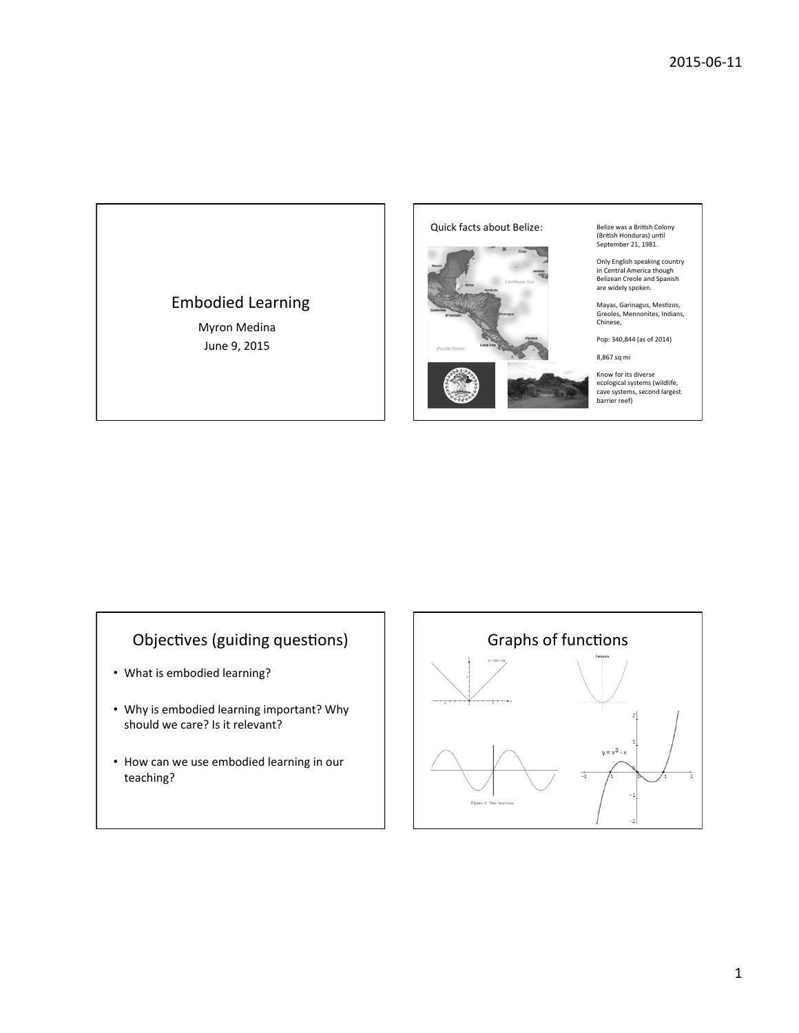# Embodied Learning

Myron Medina

June 9, 2015

---

Quick facts about Belize:

Belize was a British Colony (British Honduras) until September 21, 1981.

Only English speaking country in Central America though Belizean Creole and Spanish are widely spoken.

Mayas, Garinagus, Mestizos, Greoles, Mennonites, Indians, Chinese,

Pop: 340,844 (as of 2014)

8,867 sq mi

Know for its diverse ecological systems (wildlife, cave systems, second largest barrier reef)

---

## Objectives (guiding questions)

- What is embodied learning?
- Why is embodied learning important? Why should we care? Is it relevant?
- How can we use embodied learning in our teaching?

---

## Graphs of functions

$y = f(x) = |x|$

Parabola

$y = x^3 - x$

Figure 4: Sine function.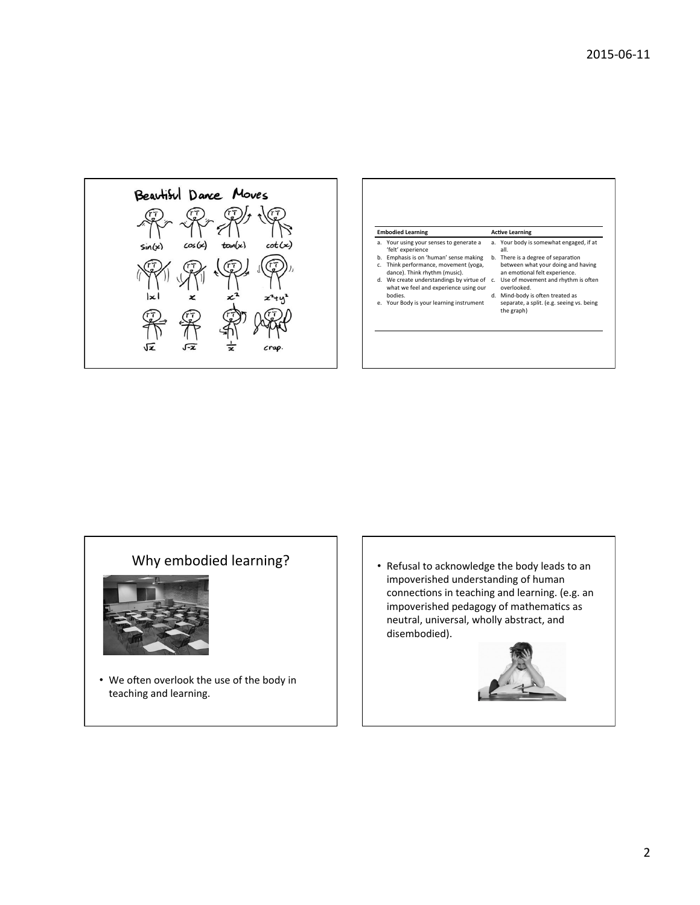Beautiful Dance Moves

$\sin(x)$ $\cos(x)$ $\tan(x)$ $\cot(x)$

$|x|$ $x$ $x^2$ $x^2+y^2$

$\sqrt{x}$ $\sqrt{-x}$ $\frac{1}{x}$ crap.

| Embodied Learning | Active Learning |
|---|---|
| a. Your using your senses to generate a 'felt' experience<br>b. Emphasis is on 'human' sense making<br>c. Think performance, movement (yoga, dance). Think rhythm (music).<br>d. We create understandings by virtue of what we feel and experience using our bodies.<br>e. Your Body is your learning instrument | a. Your body is somewhat engaged, if at all.<br>b. There is a degree of separation between what your doing and having an emotional felt experience.<br>c. Use of movement and rhythm is often overlooked.<br>d. Mind-body is often treated as separate, a split. (e.g. seeing vs. being the graph) |

## Why embodied learning?

- We often overlook the use of the body in teaching and learning.

- Refusal to acknowledge the body leads to an impoverished understanding of human connections in teaching and learning. (e.g. an impoverished pedagogy of mathematics as neutral, universal, wholly abstract, and disembodied).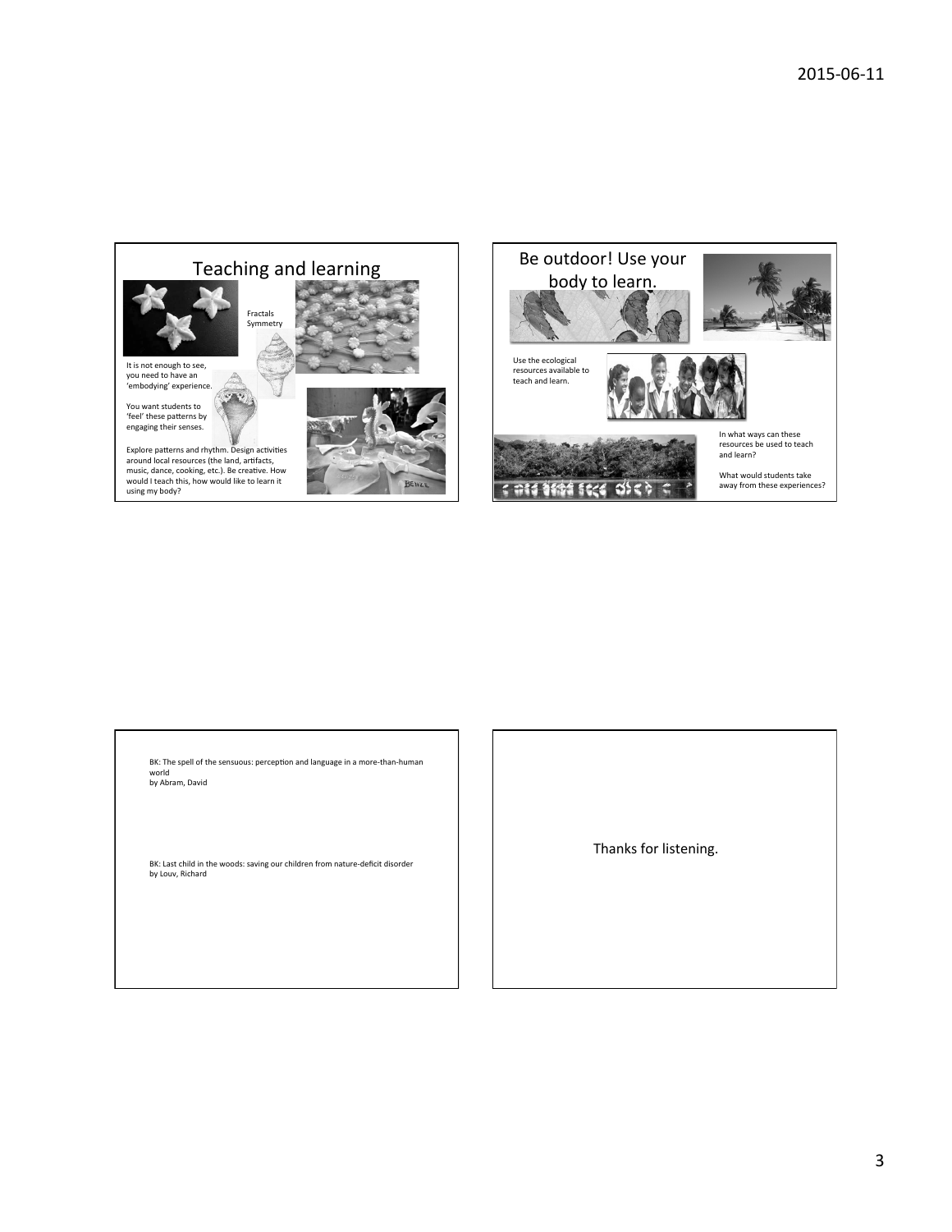## Teaching and learning

Fractals
Symmetry

It is not enough to see, you need to have an 'embodying' experience.

You want students to 'feel' these patterns by engaging their senses.

Explore patterns and rhythm. Design activities around local resources (the land, artifacts, music, dance, cooking, etc.). Be creative. How would I teach this, how would like to learn it using my body?

## Be outdoor! Use your body to learn.

Use the ecological resources available to teach and learn.

In what ways can these resources be used to teach and learn?

What would students take away from these experiences?

---

BK: The spell of the sensuous: perception and language in a more-than-human world
by Abram, David

BK: Last child in the woods: saving our children from nature-deficit disorder
by Louv, Richard

---

Thanks for listening.